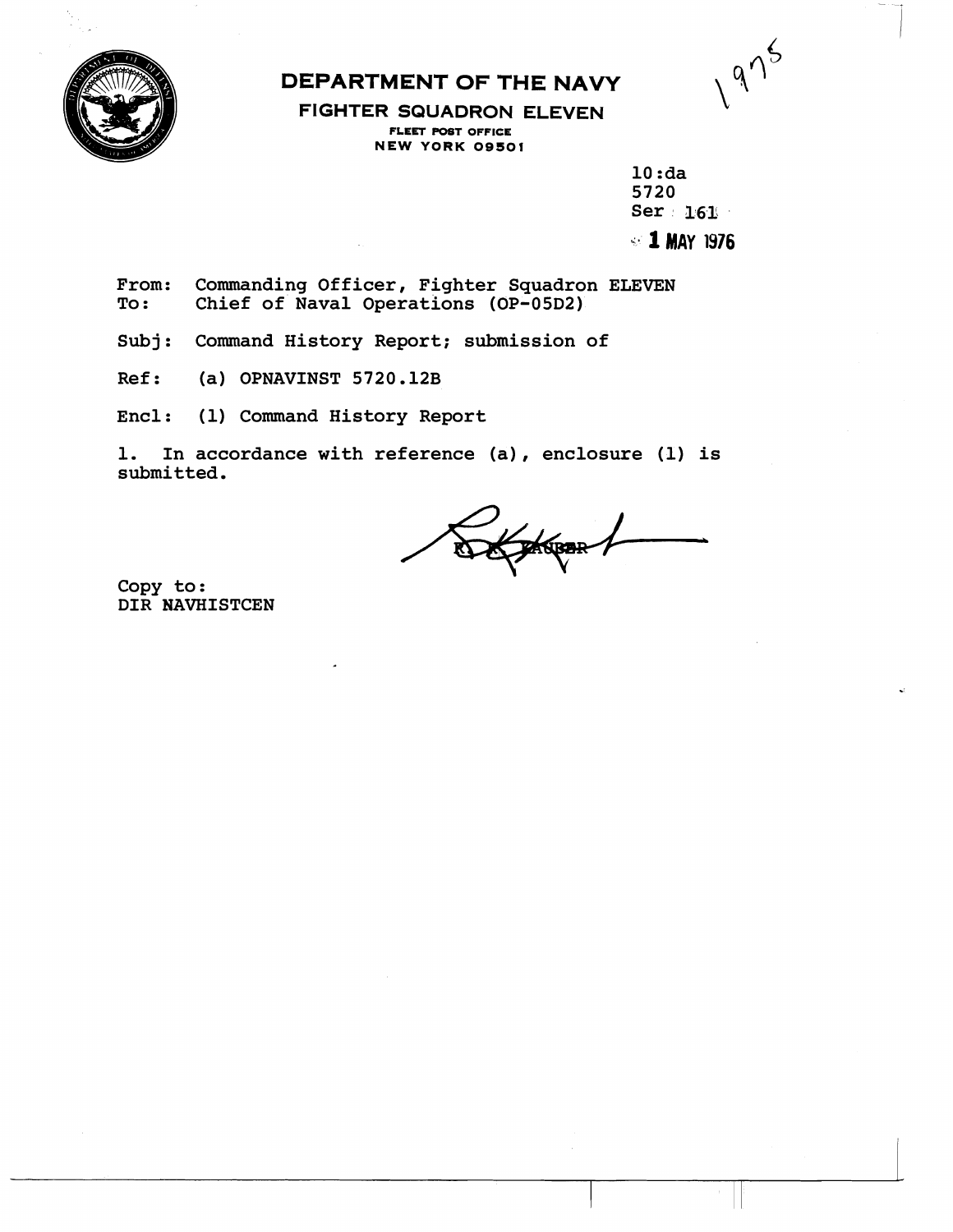# DEPARTMENT OF THE NAVY

**FIGHTER SQUADRON ELEVEN**

FLEET POST OFFICE
NEW YORK 09501

1975

10:da
5720
Ser 161
1 MAY 1976

From: Commanding Officer, Fighter Squadron ELEVEN
To: Chief of Naval Operations (OP-05D2)

Subj: Command History Report; submission of

Ref: (a) OPNAVINST 5720.12B

Encl: (1) Command History Report

1. In accordance with reference (a), enclosure (1) is submitted.

R. K. KAUBER

Copy to:
DIR NAVHISTCEN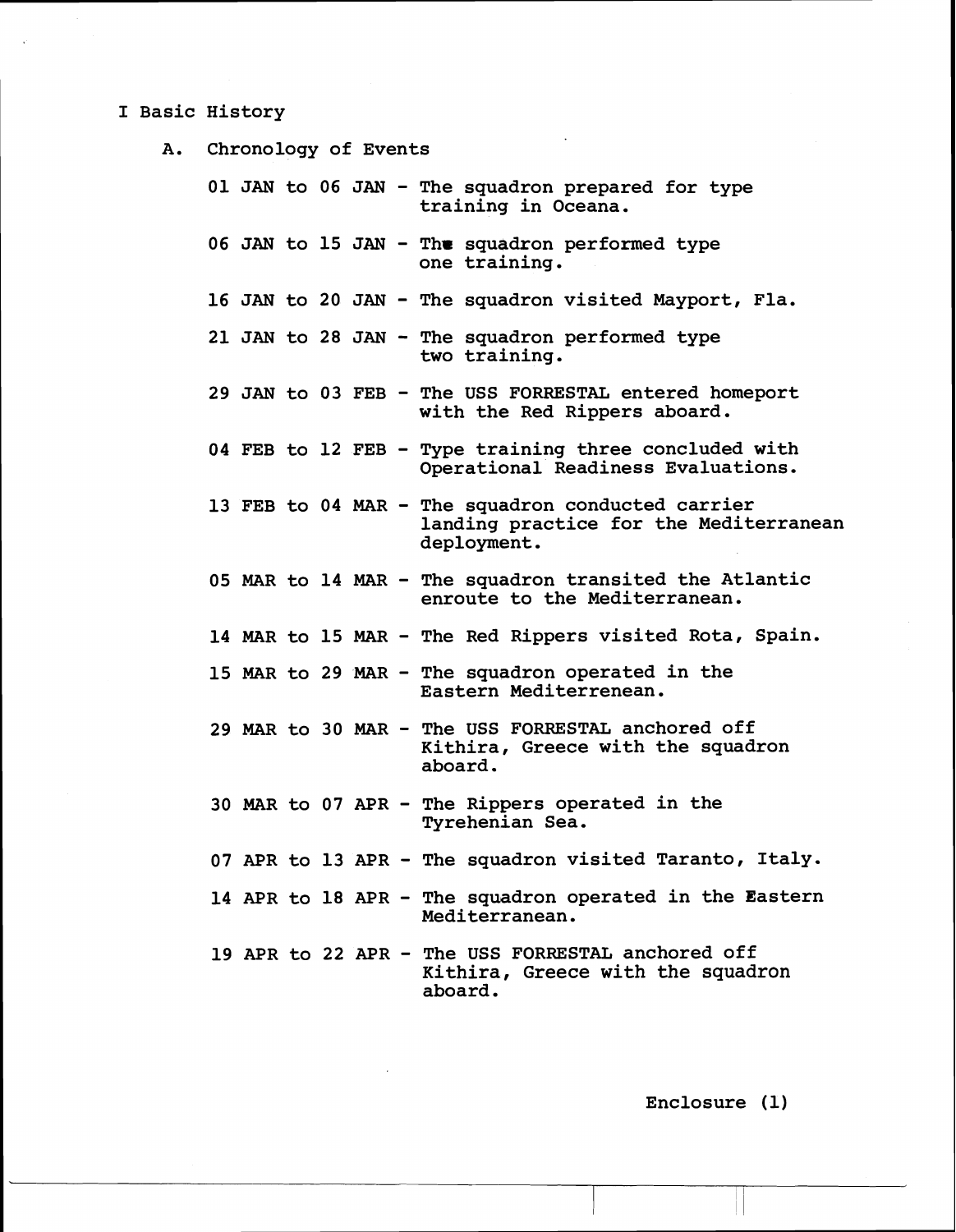# I Basic History

## A. Chronology of Events

01 JAN to 06 JAN - The squadron prepared for type training in Oceana.

06 JAN to 15 JAN - The squadron performed type one training.

16 JAN to 20 JAN - The squadron visited Mayport, Fla.

21 JAN to 28 JAN - The squadron performed type two training.

29 JAN to 03 FEB - The USS FORRESTAL entered homeport with the Red Rippers aboard.

04 FEB to 12 FEB - Type training three concluded with Operational Readiness Evaluations.

13 FEB to 04 MAR - The squadron conducted carrier landing practice for the Mediterranean deployment.

05 MAR to 14 MAR - The squadron transited the Atlantic enroute to the Mediterranean.

14 MAR to 15 MAR - The Red Rippers visited Rota, Spain.

15 MAR to 29 MAR - The squadron operated in the Eastern Mediterrenean.

29 MAR to 30 MAR - The USS FORRESTAL anchored off Kithira, Greece with the squadron aboard.

30 MAR to 07 APR - The Rippers operated in the Tyrehenian Sea.

07 APR to 13 APR - The squadron visited Taranto, Italy.

14 APR to 18 APR - The squadron operated in the Eastern Mediterranean.

19 APR to 22 APR - The USS FORRESTAL anchored off Kithira, Greece with the squadron aboard.

Enclosure (1)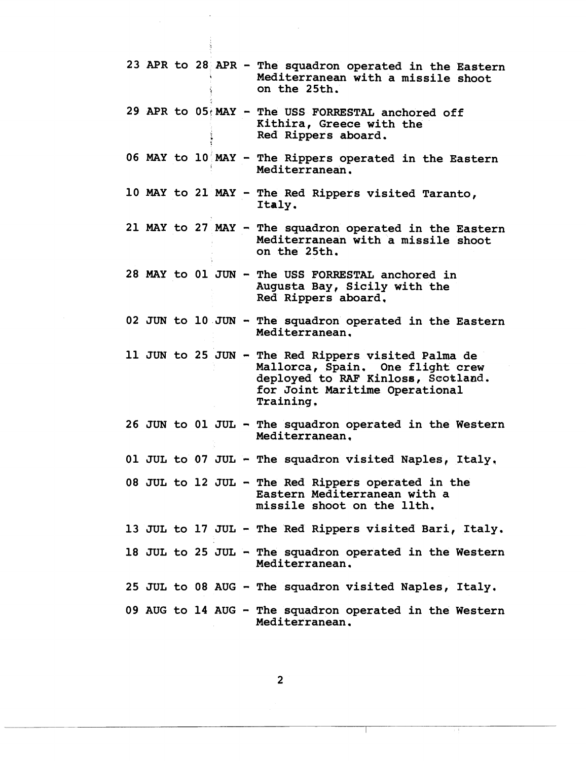23 APR to 28 APR - The squadron operated in the Eastern Mediterranean with a missile shoot on the 25th.

29 APR to 05 MAY - The USS FORRESTAL anchored off Kithira, Greece with the Red Rippers aboard.

06 MAY to 10 MAY - The Rippers operated in the Eastern Mediterranean.

10 MAY to 21 MAY - The Red Rippers visited Taranto, Italy.

21 MAY to 27 MAY - The squadron operated in the Eastern Mediterranean with a missile shoot on the 25th.

28 MAY to 01 JUN - The USS FORRESTAL anchored in Augusta Bay, Sicily with the Red Rippers aboard.

02 JUN to 10 JUN - The squadron operated in the Eastern Mediterranean.

11 JUN to 25 JUN - The Red Rippers visited Palma de Mallorca, Spain. One flight crew deployed to RAF Kinloss, Scotland. for Joint Maritime Operational Training.

26 JUN to 01 JUL - The squadron operated in the Western Mediterranean.

01 JUL to 07 JUL - The squadron visited Naples, Italy.

08 JUL to 12 JUL - The Red Rippers operated in the Eastern Mediterranean with a missile shoot on the 11th.

13 JUL to 17 JUL - The Red Rippers visited Bari, Italy.

18 JUL to 25 JUL - The squadron operated in the Western Mediterranean.

25 JUL to 08 AUG - The squadron visited Naples, Italy.

09 AUG to 14 AUG - The squadron operated in the Western Mediterranean.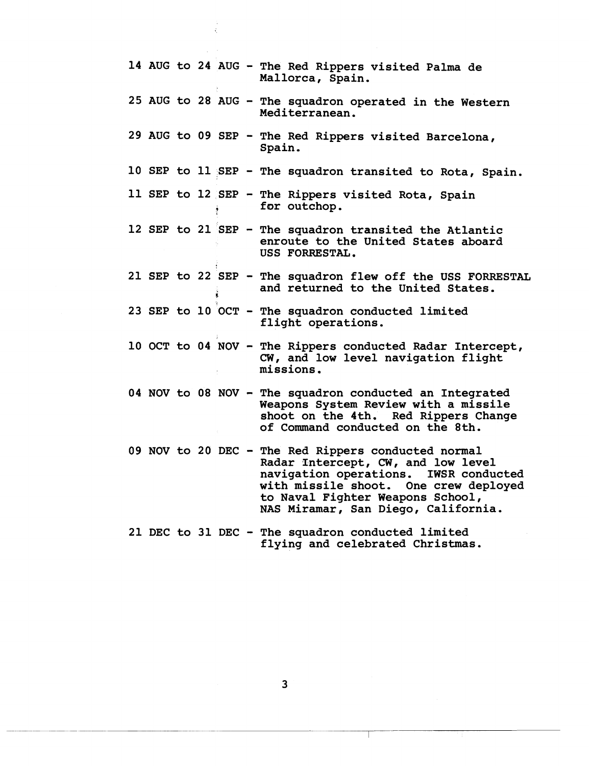14 AUG to 24 AUG - The Red Rippers visited Palma de Mallorca, Spain.

25 AUG to 28 AUG - The squadron operated in the Western Mediterranean.

29 AUG to 09 SEP - The Red Rippers visited Barcelona, Spain.

10 SEP to 11 SEP - The squadron transited to Rota, Spain.

11 SEP to 12 SEP - The Rippers visited Rota, Spain for outchop.

12 SEP to 21 SEP - The squadron transited the Atlantic enroute to the United States aboard USS FORRESTAL.

21 SEP to 22 SEP - The squadron flew off the USS FORRESTAL and returned to the United States.

23 SEP to 10 OCT - The squadron conducted limited flight operations.

10 OCT to 04 NOV - The Rippers conducted Radar Intercept, CW, and low level navigation flight missions.

04 NOV to 08 NOV - The squadron conducted an Integrated Weapons System Review with a missile shoot on the 4th. Red Rippers Change of Command conducted on the 8th.

09 NOV to 20 DEC - The Red Rippers conducted normal Radar Intercept, CW, and low level navigation operations. IWSR conducted with missile shoot. One crew deployed to Naval Fighter Weapons School, NAS Miramar, San Diego, California.

21 DEC to 31 DEC - The squadron conducted limited flying and celebrated Christmas.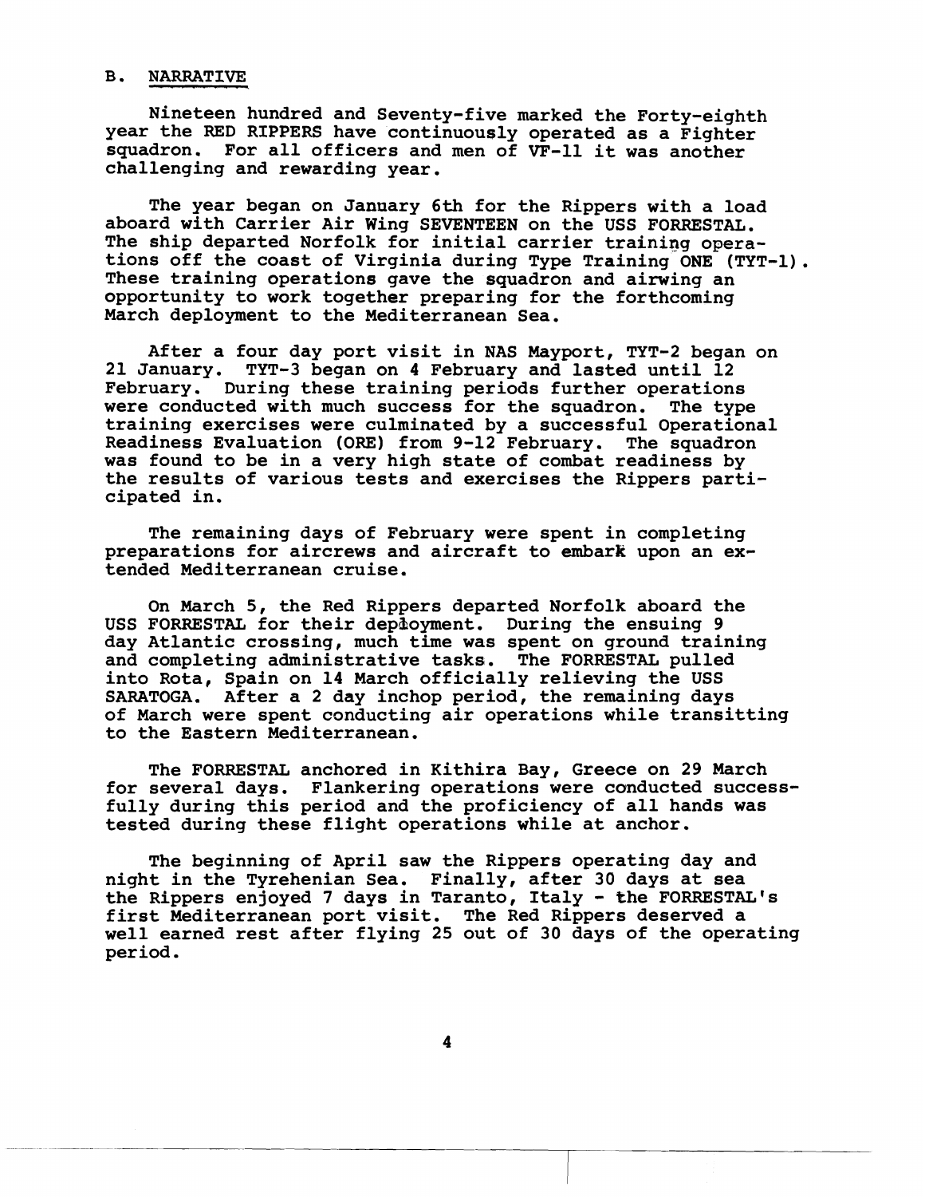## B. NARRATIVE

Nineteen hundred and Seventy-five marked the Forty-eighth year the RED RIPPERS have continuously operated as a Fighter squadron. For all officers and men of VF-11 it was another challenging and rewarding year.

The year began on January 6th for the Rippers with a load aboard with Carrier Air Wing SEVENTEEN on the USS FORRESTAL. The ship departed Norfolk for initial carrier training operations off the coast of Virginia during Type Training ONE (TYT-1). These training operations gave the squadron and airwing an opportunity to work together preparing for the forthcoming March deployment to the Mediterranean Sea.

After a four day port visit in NAS Mayport, TYT-2 began on 21 January. TYT-3 began on 4 February and lasted until 12 February. During these training periods further operations were conducted with much success for the squadron. The type training exercises were culminated by a successful Operational Readiness Evaluation (ORE) from 9-12 February. The squadron was found to be in a very high state of combat readiness by the results of various tests and exercises the Rippers participated in.

The remaining days of February were spent in completing preparations for aircrews and aircraft to embark upon an extended Mediterranean cruise.

On March 5, the Red Rippers departed Norfolk aboard the USS FORRESTAL for their deployment. During the ensuing 9 day Atlantic crossing, much time was spent on ground training and completing administrative tasks. The FORRESTAL pulled into Rota, Spain on 14 March officially relieving the USS SARATOGA. After a 2 day inchop period, the remaining days of March were spent conducting air operations while transitting to the Eastern Mediterranean.

The FORRESTAL anchored in Kithira Bay, Greece on 29 March for several days. Flankering operations were conducted successfully during this period and the proficiency of all hands was tested during these flight operations while at anchor.

The beginning of April saw the Rippers operating day and night in the Tyrehenian Sea. Finally, after 30 days at sea the Rippers enjoyed 7 days in Taranto, Italy - the FORRESTAL's first Mediterranean port visit. The Red Rippers deserved a well earned rest after flying 25 out of 30 days of the operating period.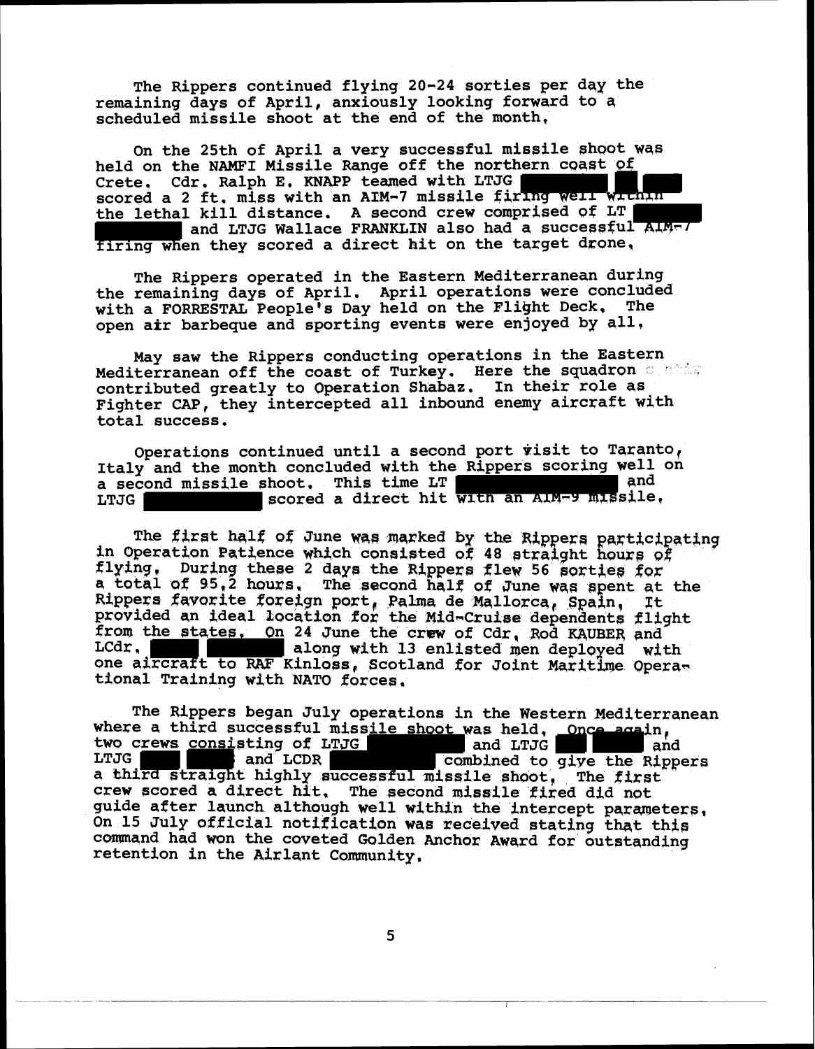The Rippers continued flying 20-24 sorties per day the remaining days of April, anxiously looking forward to a scheduled missile shoot at the end of the month.

On the 25th of April a very successful missile shoot was held on the NAMFI Missile Range off the northern coast of Crete. Cdr. Ralph E. KNAPP teamed with LTJG ████████ ███ scored a 2 ft. miss with an AIM-7 missile firing well within the lethal kill distance. A second crew comprised of LT ████████ and LTJG Wallace FRANKLIN also had a successful AIM-7 firing when they scored a direct hit on the target drone.

The Rippers operated in the Eastern Mediterranean during the remaining days of April. April operations were concluded with a FORRESTAL People's Day held on the Flight Deck. The open air barbeque and sporting events were enjoyed by all.

May saw the Rippers conducting operations in the Eastern Mediterranean off the coast of Turkey. Here the squadron contributed greatly to Operation Shabaz. In their role as Fighter CAP, they intercepted all inbound enemy aircraft with total success.

Operations continued until a second port visit to Taranto, Italy and the month concluded with the Rippers scoring well on a second missile shoot. This time LT ████████ and LTJG ████████ scored a direct hit with an AIM-9 missile.

The first half of June was marked by the Rippers participating in Operation Patience which consisted of 48 straight hours of flying. During these 2 days the Rippers flew 56 sorties for a total of 95.2 hours. The second half of June was spent at the Rippers favorite foreign port, Palma de Mallorca, Spain. It provided an ideal location for the Mid-Cruise dependents flight from the states. On 24 June the crew of Cdr. Rod KAUBER and LCdr. ████ ████ along with 13 enlisted men deployed with one aircraft to RAF Kinloss, Scotland for Joint Maritime Operational Training with NATO forces.

The Rippers began July operations in the Western Mediterranean where a third successful missile shoot was held. Once again, two crews consisting of LTJG ████████ and LTJG ███ ███ and LTJG ███ ███ and LCDR ████████ combined to give the Rippers a third straight highly successful missile shoot. The first crew scored a direct hit. The second missile fired did not guide after launch although well within the intercept parameters. On 15 July official notification was received stating that this command had won the coveted Golden Anchor Award for outstanding retention in the Airlant Community.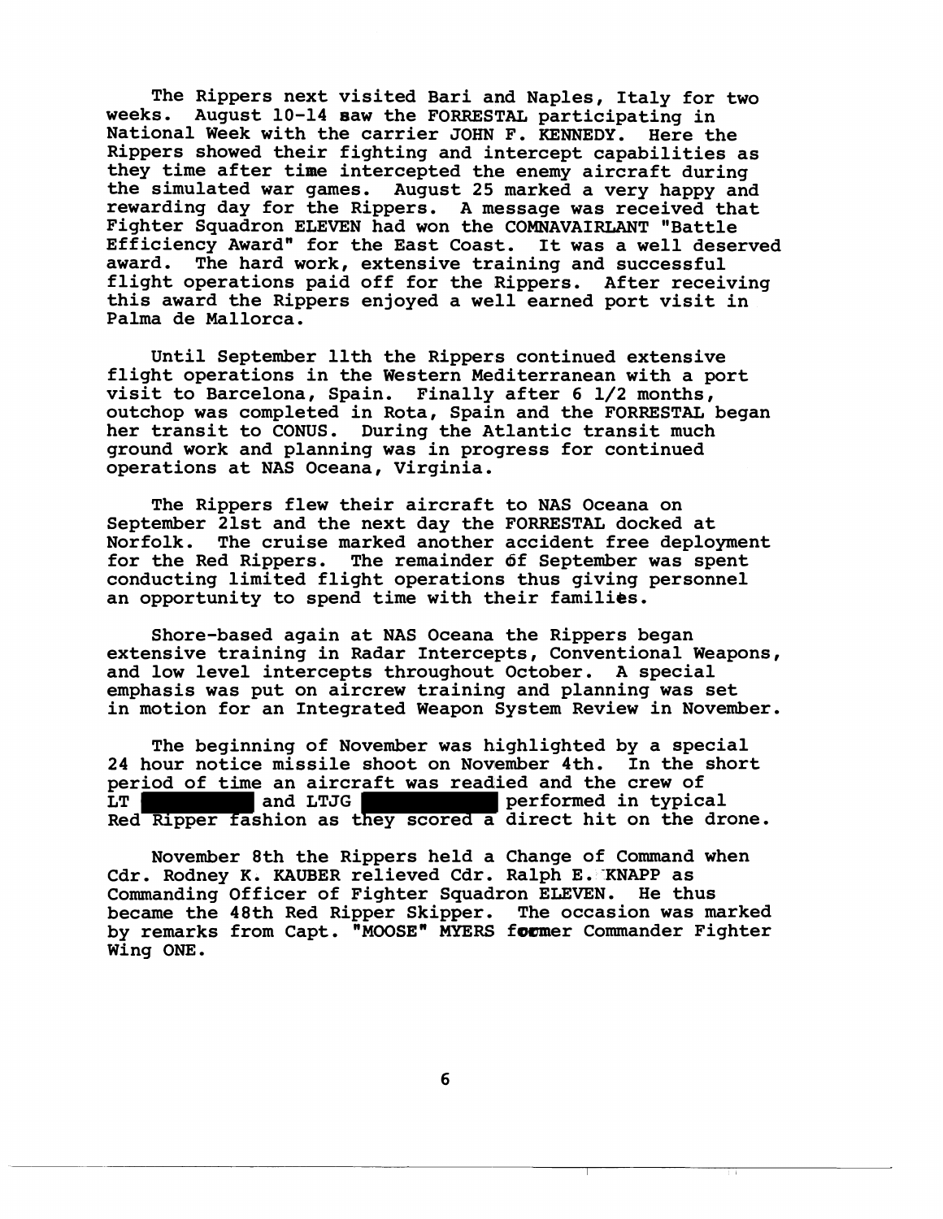The Rippers next visited Bari and Naples, Italy for two weeks. August 10-14 saw the FORRESTAL participating in National Week with the carrier JOHN F. KENNEDY. Here the Rippers showed their fighting and intercept capabilities as they time after time intercepted the enemy aircraft during the simulated war games. August 25 marked a very happy and rewarding day for the Rippers. A message was received that Fighter Squadron ELEVEN had won the COMNAVAIRLANT "Battle Efficiency Award" for the East Coast. It was a well deserved award. The hard work, extensive training and successful flight operations paid off for the Rippers. After receiving this award the Rippers enjoyed a well earned port visit in Palma de Mallorca.

Until September 11th the Rippers continued extensive flight operations in the Western Mediterranean with a port visit to Barcelona, Spain. Finally after 6 1/2 months, outchop was completed in Rota, Spain and the FORRESTAL began her transit to CONUS. During the Atlantic transit much ground work and planning was in progress for continued operations at NAS Oceana, Virginia.

The Rippers flew their aircraft to NAS Oceana on September 21st and the next day the FORRESTAL docked at Norfolk. The cruise marked another accident free deployment for the Red Rippers. The remainder of September was spent conducting limited flight operations thus giving personnel an opportunity to spend time with their families.

Shore-based again at NAS Oceana the Rippers began extensive training in Radar Intercepts, Conventional Weapons, and low level intercepts throughout October. A special emphasis was put on aircrew training and planning was set in motion for an Integrated Weapon System Review in November.

The beginning of November was highlighted by a special 24 hour notice missile shoot on November 4th. In the short period of time an aircraft was readied and the crew of LT ██████ and LTJG ██████ performed in typical Red Ripper fashion as they scored a direct hit on the drone.

November 8th the Rippers held a Change of Command when Cdr. Rodney K. KAUBER relieved Cdr. Ralph E. KNAPP as Commanding Officer of Fighter Squadron ELEVEN. He thus became the 48th Red Ripper Skipper. The occasion was marked by remarks from Capt. "MOOSE" MYERS former Commander Fighter Wing ONE.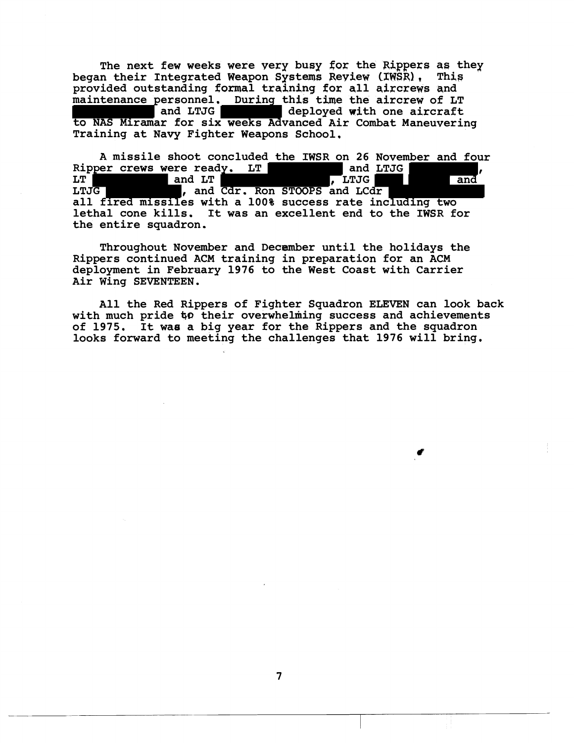The next few weeks were very busy for the Rippers as they began their Integrated Weapon Systems Review (IWSR). This provided outstanding formal training for all aircrews and maintenance personnel. During this time the aircrew of LT [REDACTED] and LTJG [REDACTED] deployed with one aircraft to NAS Miramar for six weeks Advanced Air Combat Maneuvering Training at Navy Fighter Weapons School.

A missile shoot concluded the IWSR on 26 November and four Ripper crews were ready. LT [REDACTED] and LTJG [REDACTED], LT [REDACTED] and LT [REDACTED], LTJG [REDACTED] and LTJG [REDACTED], and Cdr. Ron STOOPS and LCdr [REDACTED] all fired missiles with a 100% success rate including two lethal cone kills. It was an excellent end to the IWSR for the entire squadron.

Throughout November and December until the holidays the Rippers continued ACM training in preparation for an ACM deployment in February 1976 to the West Coast with Carrier Air Wing SEVENTEEN.

All the Red Rippers of Fighter Squadron ELEVEN can look back with much pride to their overwhelming success and achievements of 1975. It was a big year for the Rippers and the squadron looks forward to meeting the challenges that 1976 will bring.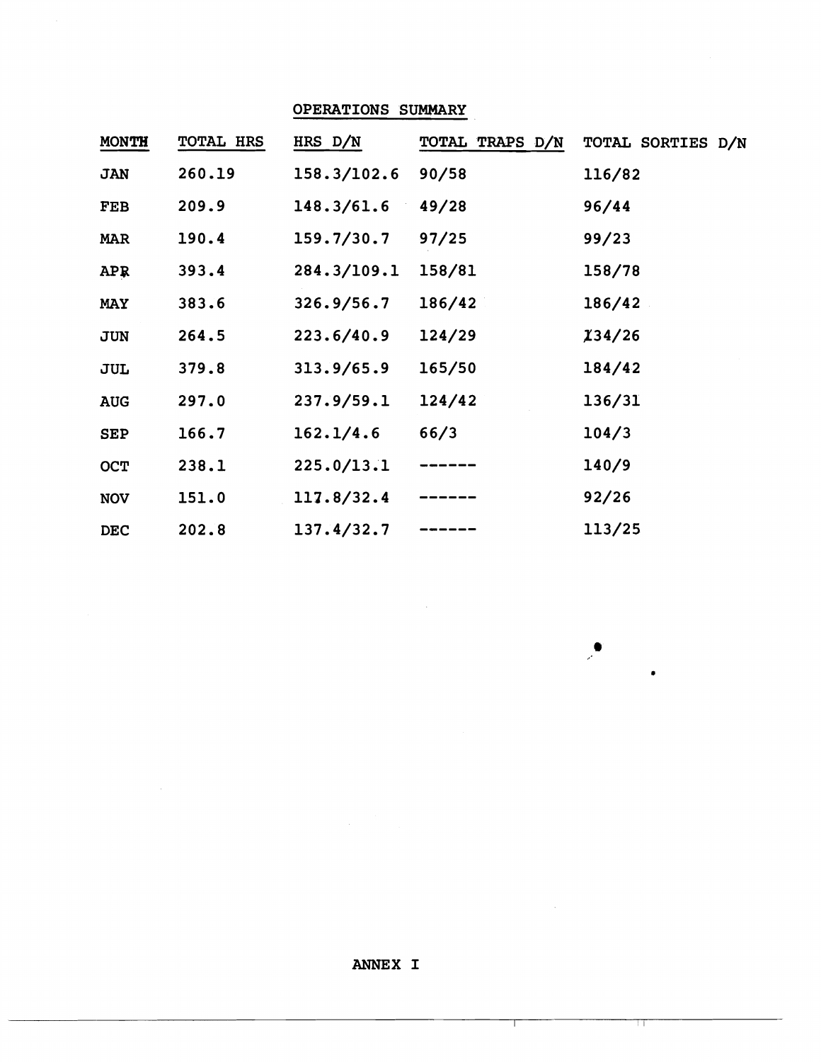## OPERATIONS SUMMARY

| MONTH | TOTAL HRS | HRS D/N | TOTAL TRAPS D/N | TOTAL SORTIES D/N |
|---|---|---|---|---|
| JAN | 260.19 | 158.3/102.6 | 90/58 | 116/82 |
| FEB | 209.9 | 148.3/61.6 | 49/28 | 96/44 |
| MAR | 190.4 | 159.7/30.7 | 97/25 | 99/23 |
| APR | 393.4 | 284.3/109.1 | 158/81 | 158/78 |
| MAY | 383.6 | 326.9/56.7 | 186/42 | 186/42 |
| JUN | 264.5 | 223.6/40.9 | 124/29 | 134/26 |
| JUL | 379.8 | 313.9/65.9 | 165/50 | 184/42 |
| AUG | 297.0 | 237.9/59.1 | 124/42 | 136/31 |
| SEP | 166.7 | 162.1/4.6 | 66/3 | 104/3 |
| OCT | 238.1 | 225.0/13.1 | ------ | 140/9 |
| NOV | 151.0 | 117.8/32.4 | ------ | 92/26 |
| DEC | 202.8 | 137.4/32.7 | ------ | 113/25 |

ANNEX I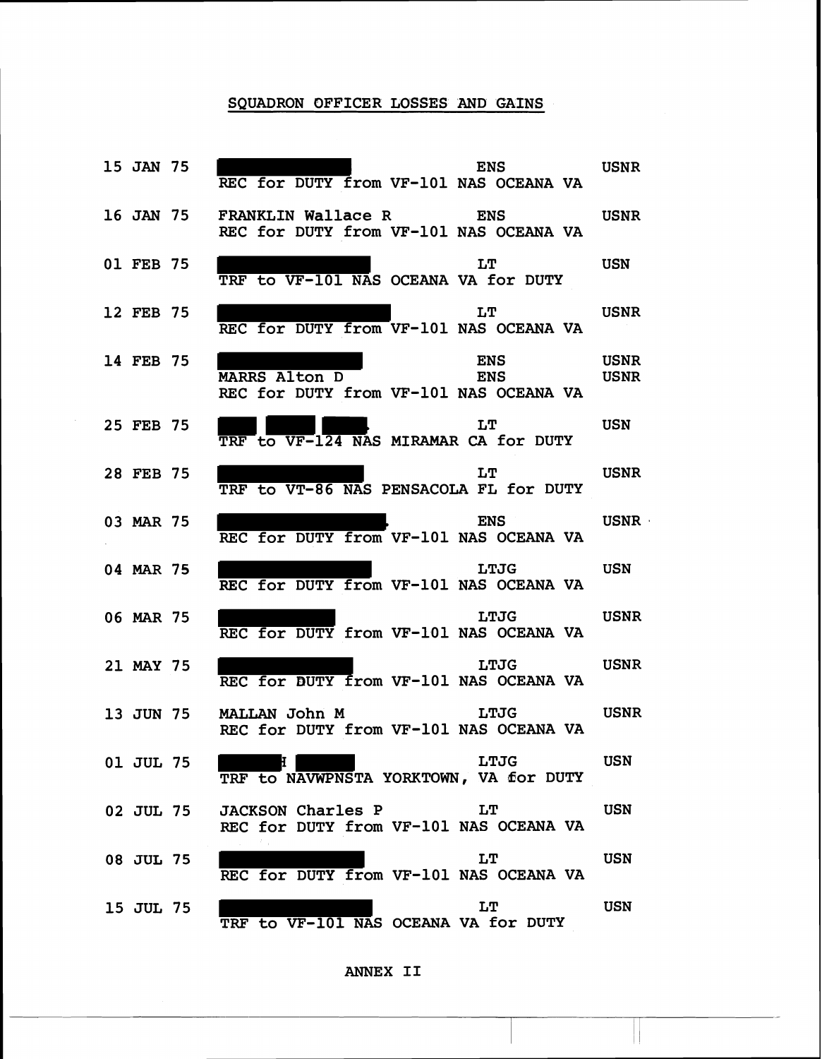## SQUADRON OFFICER LOSSES AND GAINS

| Date | Name / Action | Rank | Component |
|---|---|---|---|
| 15 JAN 75 | [REDACTED] | ENS | USNR |
| | REC for DUTY from VF-101 NAS OCEANA VA | | |
| 16 JAN 75 | FRANKLIN Wallace R | ENS | USNR |
| | REC for DUTY from VF-101 NAS OCEANA VA | | |
| 01 FEB 75 | [REDACTED] | LT | USN |
| | TRF to VF-101 NAS OCEANA VA for DUTY | | |
| 12 FEB 75 | [REDACTED] | LT | USNR |
| | REC for DUTY from VF-101 NAS OCEANA VA | | |
| 14 FEB 75 | [REDACTED] | ENS | USNR |
| | MARRS Alton D | ENS | USNR |
| | REC for DUTY from VF-101 NAS OCEANA VA | | |
| 25 FEB 75 | [REDACTED] | LT | USN |
| | TRF to VF-124 NAS MIRAMAR CA for DUTY | | |
| 28 FEB 75 | [REDACTED] | LT | USNR |
| | TRF to VT-86 NAS PENSACOLA FL for DUTY | | |
| 03 MAR 75 | [REDACTED] | ENS | USNR |
| | REC for DUTY from VF-101 NAS OCEANA VA | | |
| 04 MAR 75 | [REDACTED] | LTJG | USN |
| | REC for DUTY from VF-101 NAS OCEANA VA | | |
| 06 MAR 75 | [REDACTED] | LTJG | USNR |
| | REC for DUTY from VF-101 NAS OCEANA VA | | |
| 21 MAY 75 | [REDACTED] | LTJG | USNR |
| | REC for DUTY from VF-101 NAS OCEANA VA | | |
| 13 JUN 75 | MALLAN John M | LTJG | USNR |
| | REC for DUTY from VF-101 NAS OCEANA VA | | |
| 01 JUL 75 | [REDACTED] H [REDACTED] | LTJG | USN |
| | TRF to NAVWPNSTA YORKTOWN, VA for DUTY | | |
| 02 JUL 75 | JACKSON Charles P | LT | USN |
| | REC for DUTY from VF-101 NAS OCEANA VA | | |
| 08 JUL 75 | [REDACTED] | LT | USN |
| | REC for DUTY from VF-101 NAS OCEANA VA | | |
| 15 JUL 75 | [REDACTED] | LT | USN |
| | TRF to VF-101 NAS OCEANA VA for DUTY | | |

ANNEX II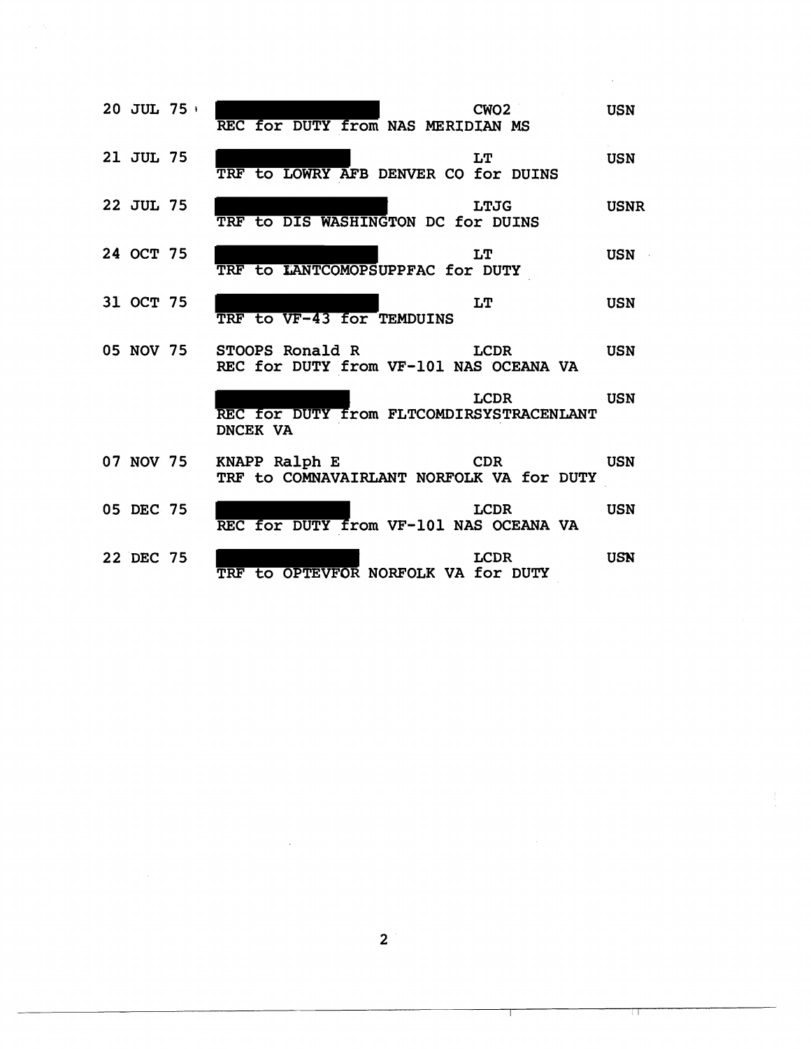| | | | |
|---|---|---|---|
| 20 JUL 75 | [REDACTED]<br>REC for DUTY from NAS MERIDIAN MS | CWO2 | USN |
| 21 JUL 75 | [REDACTED]<br>TRF to LOWRY AFB DENVER CO for DUINS | LT | USN |
| 22 JUL 75 | [REDACTED]<br>TRF to DIS WASHINGTON DC for DUINS | LTJG | USNR |
| 24 OCT 75 | [REDACTED]<br>TRF to LANTCOMOPSUPPFAC for DUTY | LT | USN |
| 31 OCT 75 | [REDACTED]<br>TRF to VF-43 for TEMDUINS | LT | USN |
| 05 NOV 75 | STOOPS Ronald R<br>REC for DUTY from VF-101 NAS OCEANA VA | LCDR | USN |
| | [REDACTED]<br>REC for DUTY from FLTCOMDIRSYSTRACENLANT DNCEK VA | LCDR | USN |
| 07 NOV 75 | KNAPP Ralph E<br>TRF to COMNAVAIRLANT NORFOLK VA for DUTY | CDR | USN |
| 05 DEC 75 | [REDACTED]<br>REC for DUTY from VF-101 NAS OCEANA VA | LCDR | USN |
| 22 DEC 75 | [REDACTED]<br>TRF to OPTEVFOR NORFOLK VA for DUTY | LCDR | USN |